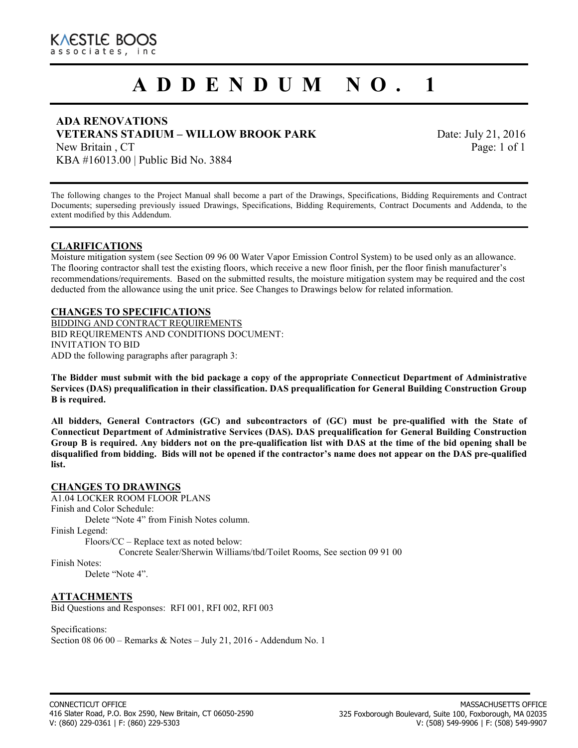KAESTLE BOOS
associates, inc

# ADDENDUM NO. 1

**ADA RENOVATIONS**
**VETERANS STADIUM – WILLOW BROOK PARK**
New Britain , CT
KBA #16013.00 | Public Bid No. 3884

Date: July 21, 2016
Page: 1 of 1

The following changes to the Project Manual shall become a part of the Drawings, Specifications, Bidding Requirements and Contract Documents; superseding previously issued Drawings, Specifications, Bidding Requirements, Contract Documents and Addenda, to the extent modified by this Addendum.

## CLARIFICATIONS

Moisture mitigation system (see Section 09 96 00 Water Vapor Emission Control System) to be used only as an allowance. The flooring contractor shall test the existing floors, which receive a new floor finish, per the floor finish manufacturer's recommendations/requirements. Based on the submitted results, the moisture mitigation system may be required and the cost deducted from the allowance using the unit price. See Changes to Drawings below for related information.

## CHANGES TO SPECIFICATIONS

BIDDING AND CONTRACT REQUIREMENTS
BID REQUIREMENTS AND CONDITIONS DOCUMENT:
INVITATION TO BID
ADD the following paragraphs after paragraph 3:

**The Bidder must submit with the bid package a copy of the appropriate Connecticut Department of Administrative Services (DAS) prequalification in their classification. DAS prequalification for General Building Construction Group B is required.**

**All bidders, General Contractors (GC) and subcontractors of (GC) must be pre-qualified with the State of Connecticut Department of Administrative Services (DAS). DAS prequalification for General Building Construction Group B is required. Any bidders not on the pre-qualification list with DAS at the time of the bid opening shall be disqualified from bidding. Bids will not be opened if the contractor's name does not appear on the DAS pre-qualified list.**

## CHANGES TO DRAWINGS

A1.04 LOCKER ROOM FLOOR PLANS
Finish and Color Schedule:
 Delete "Note 4" from Finish Notes column.
Finish Legend:
 Floors/CC – Replace text as noted below:
  Concrete Sealer/Sherwin Williams/tbd/Toilet Rooms, See section 09 91 00
Finish Notes:
 Delete "Note 4".

## ATTACHMENTS

Bid Questions and Responses: RFI 001, RFI 002, RFI 003

Specifications:
Section 08 06 00 – Remarks & Notes – July 21, 2016 - Addendum No. 1

CONNECTICUT OFFICE
416 Slater Road, P.O. Box 2590, New Britain, CT 06050-2590
V: (860) 229-0361 | F: (860) 229-5303

MASSACHUSETTS OFFICE
325 Foxborough Boulevard, Suite 100, Foxborough, MA 02035
V: (508) 549-9906 | F: (508) 549-9907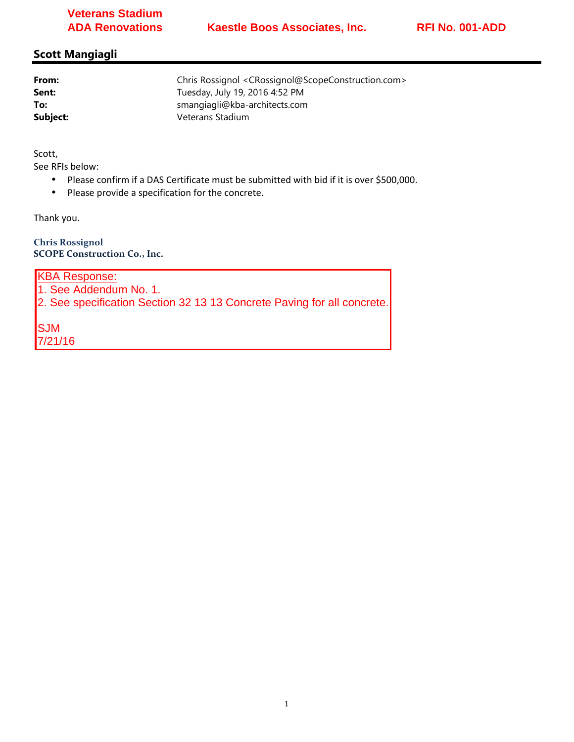Veterans Stadium
ADA Renovations

Kaestle Boos Associates, Inc.

RFI No. 001-ADD

## Scott Mangiagli

**From:** Chris Rossignol <CRossignol@ScopeConstruction.com>
**Sent:** Tuesday, July 19, 2016 4:52 PM
**To:** smangiagli@kba-architects.com
**Subject:** Veterans Stadium

Scott,
See RFIs below:

- Please confirm if a DAS Certificate must be submitted with bid if it is over $500,000.
- Please provide a specification for the concrete.

Thank you.

**Chris Rossignol**
**SCOPE Construction Co., Inc.**

KBA Response:
1. See Addendum No. 1.
2. See specification Section 32 13 13 Concrete Paving for all concrete.

SJM
7/21/16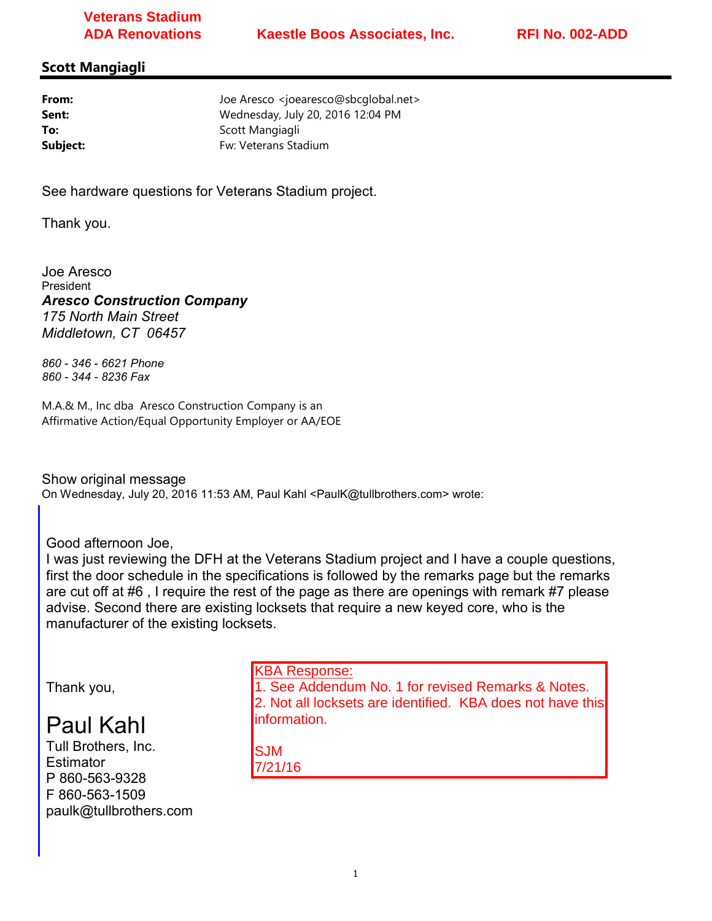**Veterans Stadium**
**ADA Renovations** **Kaestle Boos Associates, Inc.** **RFI No. 002-ADD**

## Scott Mangiagli

| | |
|---|---|
| **From:** | Joe Aresco <joearesco@sbcglobal.net> |
| **Sent:** | Wednesday, July 20, 2016 12:04 PM |
| **To:** | Scott Mangiagli |
| **Subject:** | Fw: Veterans Stadium |

See hardware questions for Veterans Stadium project.

Thank you.

Joe Aresco
President
***Aresco Construction Company***
*175 North Main Street*
*Middletown, CT 06457*

*860 - 346 - 6621 Phone*
*860 - 344 - 8236 Fax*

M.A.& M., Inc dba Aresco Construction Company is an
Affirmative Action/Equal Opportunity Employer or AA/EOE

Show original message
On Wednesday, July 20, 2016 11:53 AM, Paul Kahl <PaulK@tullbrothers.com> wrote:

> Good afternoon Joe,
> I was just reviewing the DFH at the Veterans Stadium project and I have a couple questions, first the door schedule in the specifications is followed by the remarks page but the remarks are cut off at #6 , I require the rest of the page as there are openings with remark #7 please advise. Second there are existing locksets that require a new keyed core, who is the manufacturer of the existing locksets.
>
> Thank you,
>
> Paul Kahl
> Tull Brothers, Inc.
> Estimator
> P 860-563-9328
> F 860-563-1509
> paulk@tullbrothers.com

KBA Response:
1. See Addendum No. 1 for revised Remarks & Notes.
2. Not all locksets are identified. KBA does not have this information.

SJM
7/21/16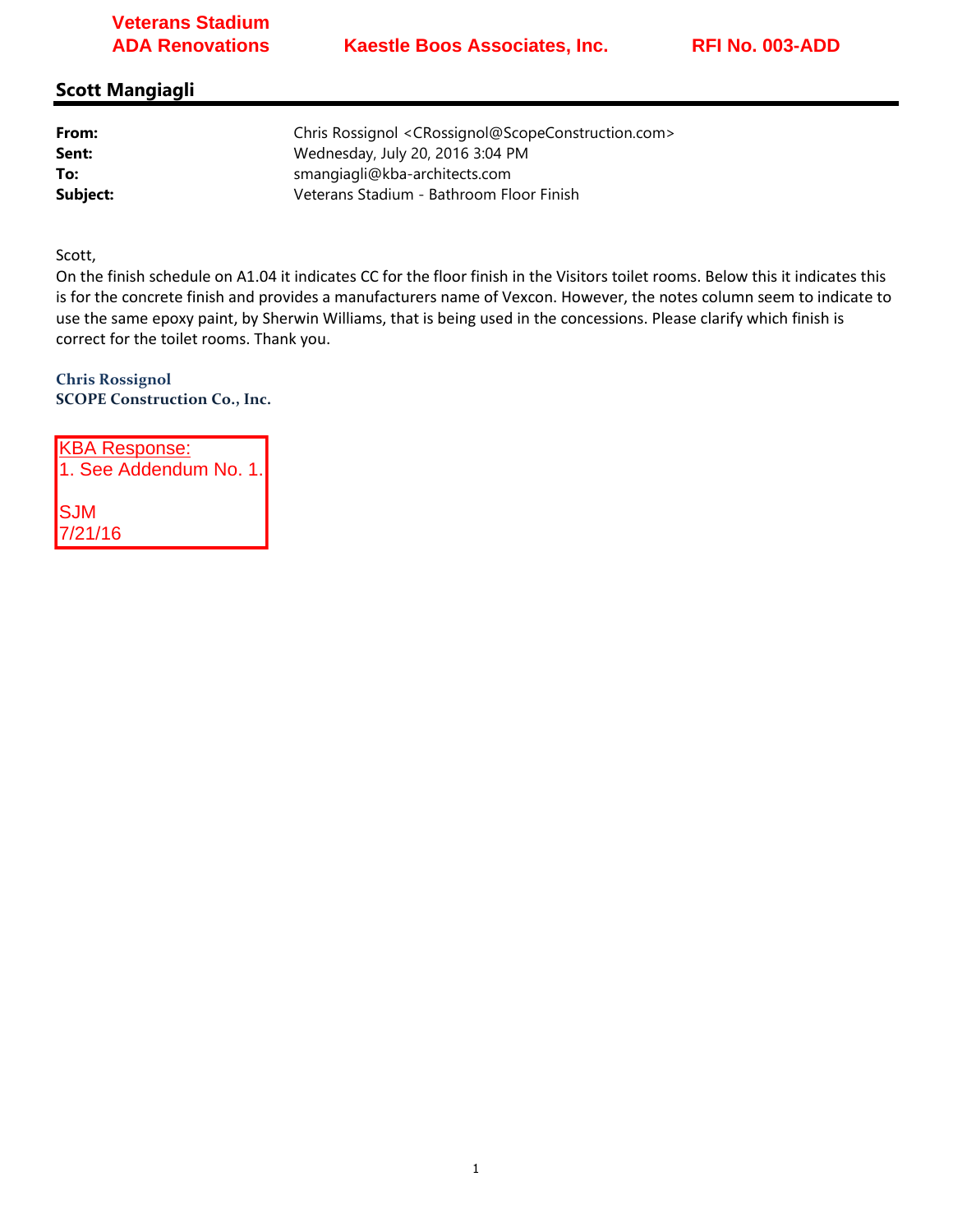**Veterans Stadium ADA Renovations** | **Kaestle Boos Associates, Inc.** | **RFI No. 003-ADD**

## Scott Mangiagli

| | |
|---|---|
| **From:** | Chris Rossignol <CRossignol@ScopeConstruction.com> |
| **Sent:** | Wednesday, July 20, 2016 3:04 PM |
| **To:** | smangiagli@kba-architects.com |
| **Subject:** | Veterans Stadium - Bathroom Floor Finish |

Scott,

On the finish schedule on A1.04 it indicates CC for the floor finish in the Visitors toilet rooms. Below this it indicates this is for the concrete finish and provides a manufacturers name of Vexcon. However, the notes column seem to indicate to use the same epoxy paint, by Sherwin Williams, that is being used in the concessions. Please clarify which finish is correct for the toilet rooms. Thank you.

**Chris Rossignol**
**SCOPE Construction Co., Inc.**

KBA Response:
1. See Addendum No. 1.

SJM
7/21/16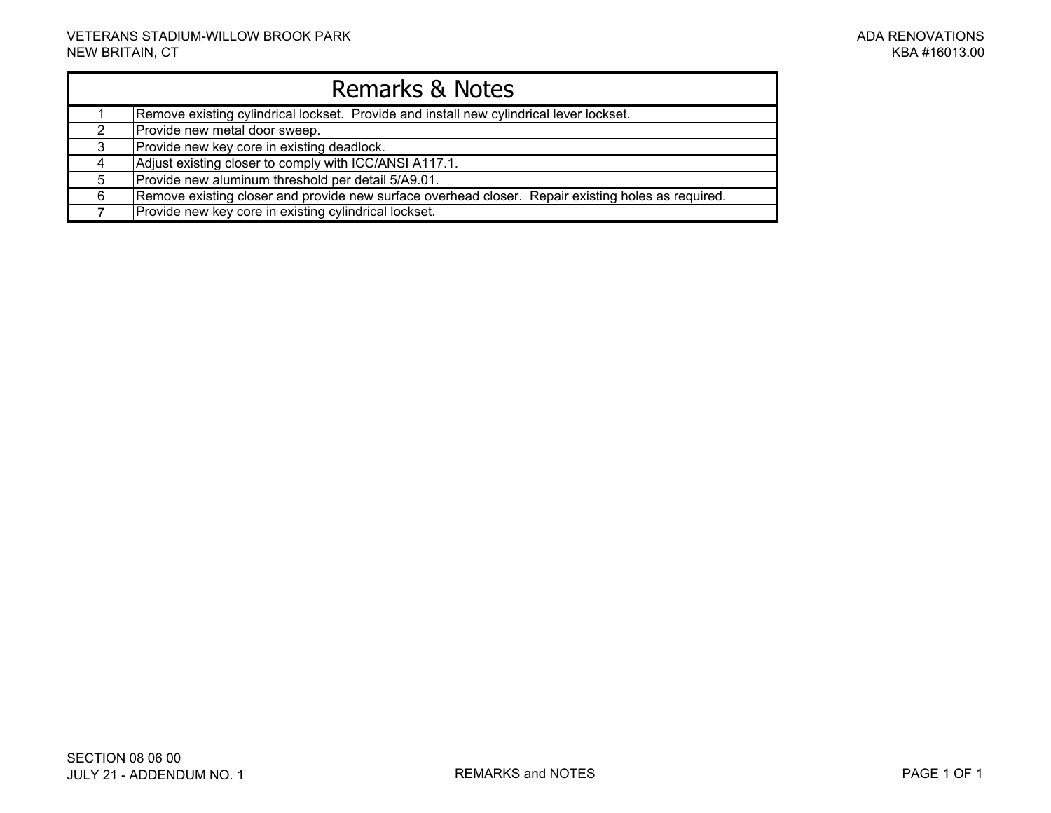# Remarks & Notes

| | |
|---|---|
| 1 | Remove existing cylindrical lockset. Provide and install new cylindrical lever lockset. |
| 2 | Provide new metal door sweep. |
| 3 | Provide new key core in existing deadlock. |
| 4 | Adjust existing closer to comply with ICC/ANSI A117.1. |
| 5 | Provide new aluminum threshold per detail 5/A9.01. |
| 6 | Remove existing closer and provide new surface overhead closer. Repair existing holes as required. |
| 7 | Provide new key core in existing cylindrical lockset. |